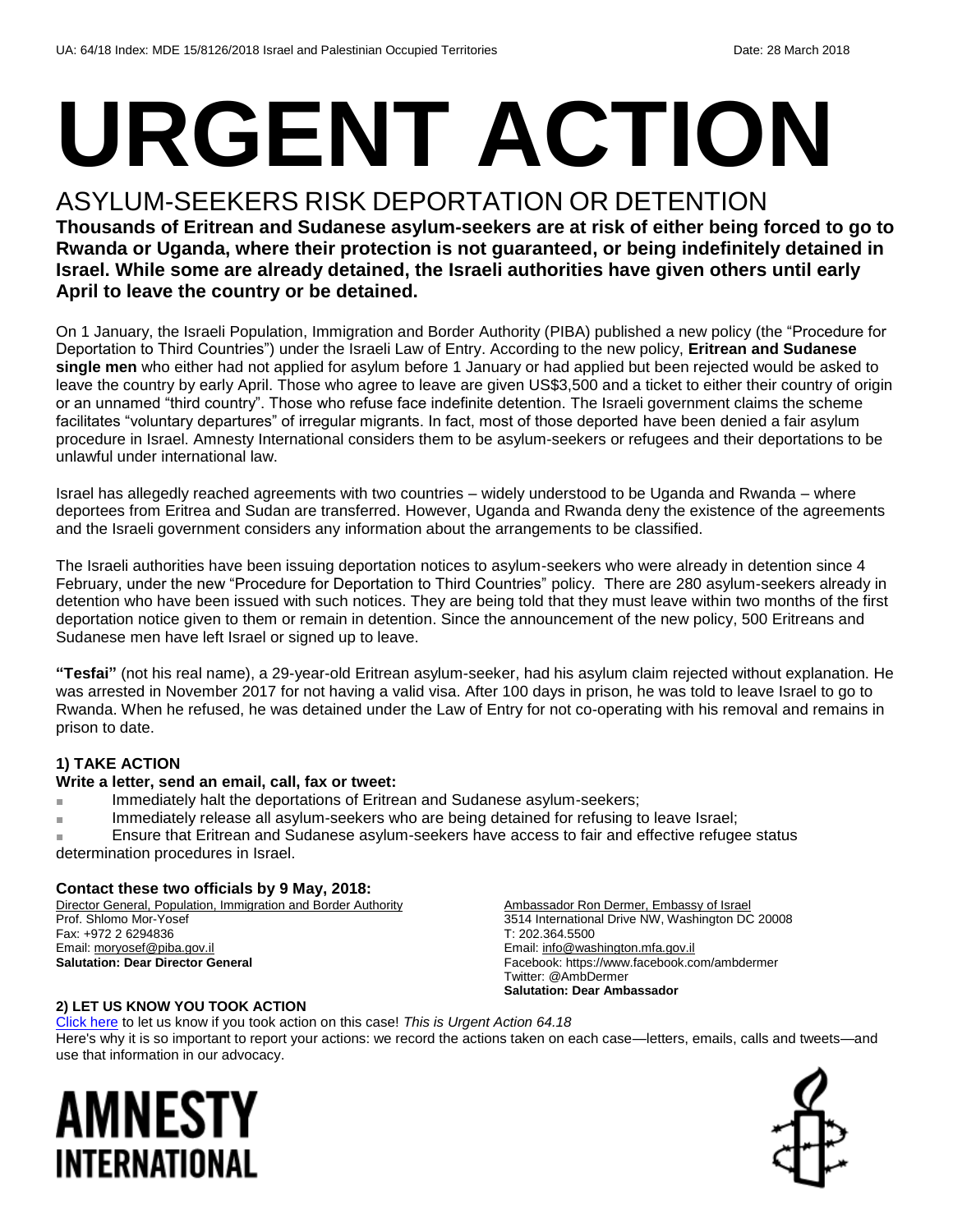UA: 64/18 Index: MDE 15/8126/2018 Israel and Palestinian Occupied Territories Date: 28 March 2018

# URGENT ACTION

## ASYLUM-SEEKERS RISK DEPORTATION OR DETENTION

**Thousands of Eritrean and Sudanese asylum-seekers are at risk of either being forced to go to Rwanda or Uganda, where their protection is not guaranteed, or being indefinitely detained in Israel. While some are already detained, the Israeli authorities have given others until early April to leave the country or be detained.**

On 1 January, the Israeli Population, Immigration and Border Authority (PIBA) published a new policy (the "Procedure for Deportation to Third Countries") under the Israeli Law of Entry. According to the new policy, **Eritrean and Sudanese single men** who either had not applied for asylum before 1 January or had applied but been rejected would be asked to leave the country by early April. Those who agree to leave are given US$3,500 and a ticket to either their country of origin or an unnamed "third country". Those who refuse face indefinite detention. The Israeli government claims the scheme facilitates "voluntary departures" of irregular migrants. In fact, most of those deported have been denied a fair asylum procedure in Israel. Amnesty International considers them to be asylum-seekers or refugees and their deportations to be unlawful under international law.

Israel has allegedly reached agreements with two countries – widely understood to be Uganda and Rwanda – where deportees from Eritrea and Sudan are transferred. However, Uganda and Rwanda deny the existence of the agreements and the Israeli government considers any information about the arrangements to be classified.

The Israeli authorities have been issuing deportation notices to asylum-seekers who were already in detention since 4 February, under the new "Procedure for Deportation to Third Countries" policy. There are 280 asylum-seekers already in detention who have been issued with such notices. They are being told that they must leave within two months of the first deportation notice given to them or remain in detention. Since the announcement of the new policy, 500 Eritreans and Sudanese men have left Israel or signed up to leave.

**"Tesfai"** (not his real name), a 29-year-old Eritrean asylum-seeker, had his asylum claim rejected without explanation. He was arrested in November 2017 for not having a valid visa. After 100 days in prison, he was told to leave Israel to go to Rwanda. When he refused, he was detained under the Law of Entry for not co-operating with his removal and remains in prison to date.

### 1) TAKE ACTION

**Write a letter, send an email, call, fax or tweet:**

- Immediately halt the deportations of Eritrean and Sudanese asylum-seekers;
- Immediately release all asylum-seekers who are being detained for refusing to leave Israel;
- Ensure that Eritrean and Sudanese asylum-seekers have access to fair and effective refugee status determination procedures in Israel.

**Contact these two officials by 9 May, 2018:**

Director General, Population, Immigration and Border Authority
Prof. Shlomo Mor-Yosef
Fax: +972 2 6294836
Email: moryosef@piba.gov.il
**Salutation: Dear Director General**

Ambassador Ron Dermer, Embassy of Israel
3514 International Drive NW, Washington DC 20008
T: 202.364.5500
Email: info@washington.mfa.gov.il
Facebook: https://www.facebook.com/ambdermer
Twitter: @AmbDermer
**Salutation: Dear Ambassador**

### 2) LET US KNOW YOU TOOK ACTION

Click here to let us know if you took action on this case! *This is Urgent Action 64.18*
Here's why it is so important to report your actions: we record the actions taken on each case—letters, emails, calls and tweets—and use that information in our advocacy.

AMNESTY INTERNATIONAL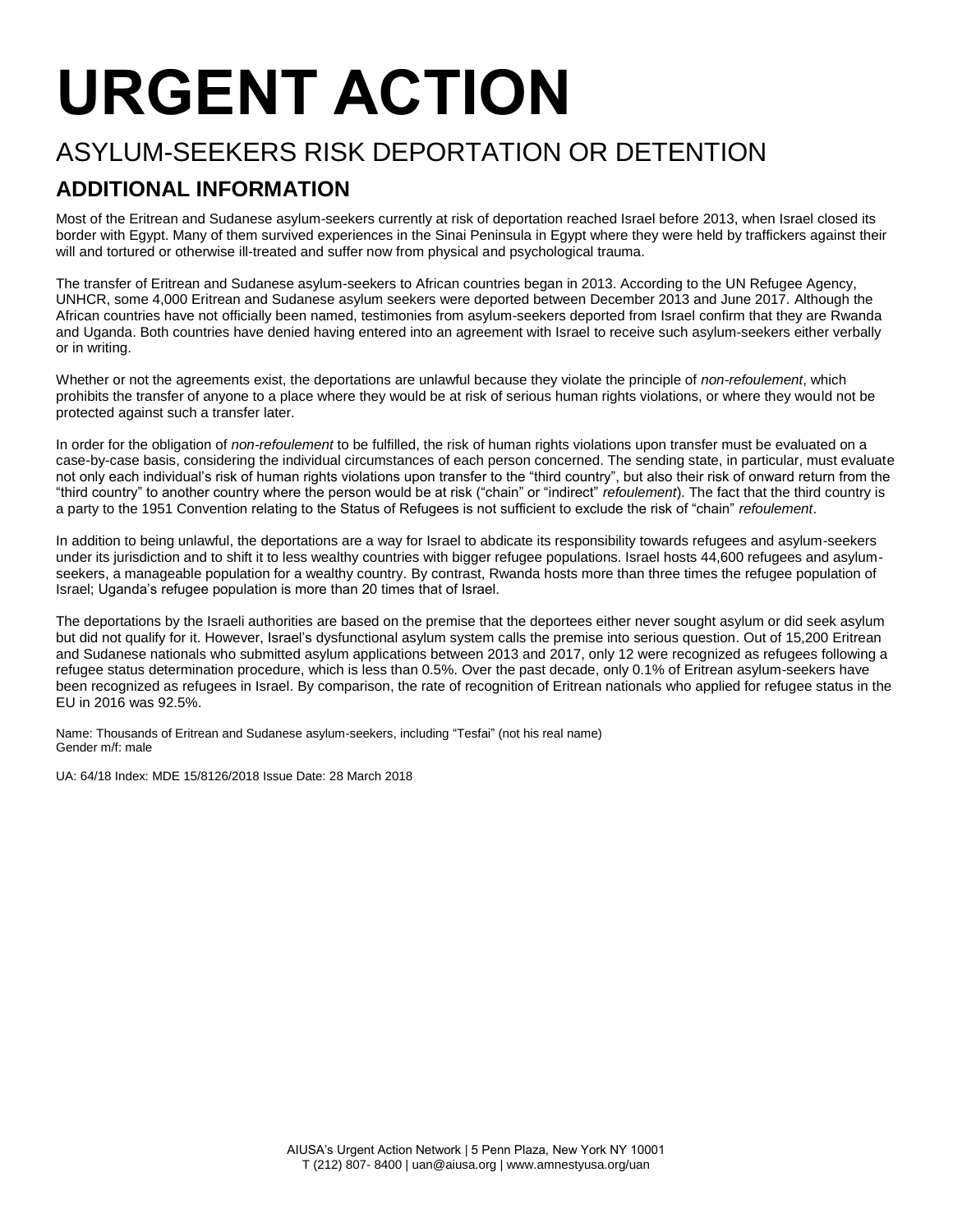# URGENT ACTION

## ASYLUM-SEEKERS RISK DEPORTATION OR DETENTION

### ADDITIONAL INFORMATION

Most of the Eritrean and Sudanese asylum-seekers currently at risk of deportation reached Israel before 2013, when Israel closed its border with Egypt. Many of them survived experiences in the Sinai Peninsula in Egypt where they were held by traffickers against their will and tortured or otherwise ill-treated and suffer now from physical and psychological trauma.

The transfer of Eritrean and Sudanese asylum-seekers to African countries began in 2013. According to the UN Refugee Agency, UNHCR, some 4,000 Eritrean and Sudanese asylum seekers were deported between December 2013 and June 2017. Although the African countries have not officially been named, testimonies from asylum-seekers deported from Israel confirm that they are Rwanda and Uganda. Both countries have denied having entered into an agreement with Israel to receive such asylum-seekers either verbally or in writing.

Whether or not the agreements exist, the deportations are unlawful because they violate the principle of *non-refoulement*, which prohibits the transfer of anyone to a place where they would be at risk of serious human rights violations, or where they would not be protected against such a transfer later.

In order for the obligation of *non-refoulement* to be fulfilled, the risk of human rights violations upon transfer must be evaluated on a case-by-case basis, considering the individual circumstances of each person concerned. The sending state, in particular, must evaluate not only each individual's risk of human rights violations upon transfer to the "third country", but also their risk of onward return from the "third country" to another country where the person would be at risk ("chain" or "indirect" *refoulement*). The fact that the third country is a party to the 1951 Convention relating to the Status of Refugees is not sufficient to exclude the risk of "chain" *refoulement*.

In addition to being unlawful, the deportations are a way for Israel to abdicate its responsibility towards refugees and asylum-seekers under its jurisdiction and to shift it to less wealthy countries with bigger refugee populations. Israel hosts 44,600 refugees and asylum-seekers, a manageable population for a wealthy country. By contrast, Rwanda hosts more than three times the refugee population of Israel; Uganda's refugee population is more than 20 times that of Israel.

The deportations by the Israeli authorities are based on the premise that the deportees either never sought asylum or did seek asylum but did not qualify for it. However, Israel's dysfunctional asylum system calls the premise into serious question. Out of 15,200 Eritrean and Sudanese nationals who submitted asylum applications between 2013 and 2017, only 12 were recognized as refugees following a refugee status determination procedure, which is less than 0.5%. Over the past decade, only 0.1% of Eritrean asylum-seekers have been recognized as refugees in Israel. By comparison, the rate of recognition of Eritrean nationals who applied for refugee status in the EU in 2016 was 92.5%.

Name: Thousands of Eritrean and Sudanese asylum-seekers, including "Tesfai" (not his real name)
Gender m/f: male

UA: 64/18 Index: MDE 15/8126/2018 Issue Date: 28 March 2018

AIUSA's Urgent Action Network | 5 Penn Plaza, New York NY 10001
T (212) 807- 8400 | uan@aiusa.org | www.amnestyusa.org/uan